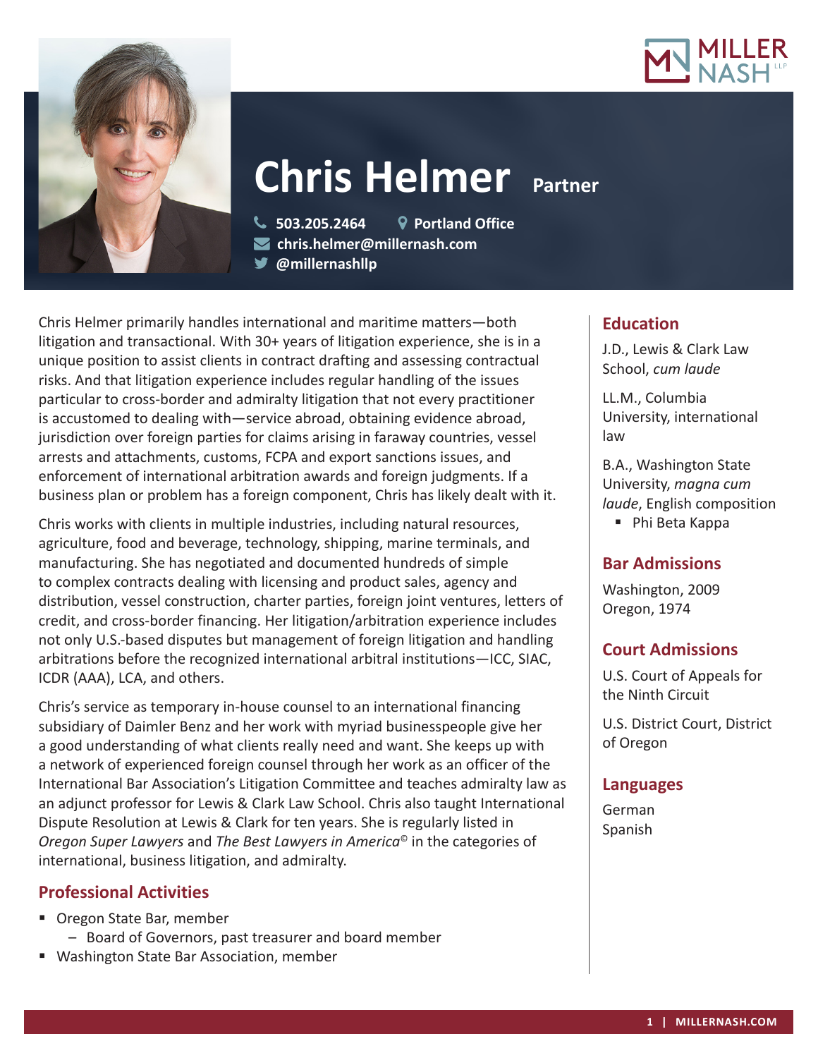# Chris Helmer

**Partner**

503.205.2464
Portland Office
chris.helmer@millernash.com
@millernashllp

Chris Helmer primarily handles international and maritime matters—both litigation and transactional. With 30+ years of litigation experience, she is in a unique position to assist clients in contract drafting and assessing contractual risks. And that litigation experience includes regular handling of the issues particular to cross-border and admiralty litigation that not every practitioner is accustomed to dealing with—service abroad, obtaining evidence abroad, jurisdiction over foreign parties for claims arising in faraway countries, vessel arrests and attachments, customs, FCPA and export sanctions issues, and enforcement of international arbitration awards and foreign judgments. If a business plan or problem has a foreign component, Chris has likely dealt with it.

Chris works with clients in multiple industries, including natural resources, agriculture, food and beverage, technology, shipping, marine terminals, and manufacturing. She has negotiated and documented hundreds of simple to complex contracts dealing with licensing and product sales, agency and distribution, vessel construction, charter parties, foreign joint ventures, letters of credit, and cross-border financing. Her litigation/arbitration experience includes not only U.S.-based disputes but management of foreign litigation and handling arbitrations before the recognized international arbitral institutions—ICC, SIAC, ICDR (AAA), LCA, and others.

Chris's service as temporary in-house counsel to an international financing subsidiary of Daimler Benz and her work with myriad businesspeople give her a good understanding of what clients really need and want. She keeps up with a network of experienced foreign counsel through her work as an officer of the International Bar Association's Litigation Committee and teaches admiralty law as an adjunct professor for Lewis & Clark Law School. Chris also taught International Dispute Resolution at Lewis & Clark for ten years. She is regularly listed in *Oregon Super Lawyers* and *The Best Lawyers in America*© in the categories of international, business litigation, and admiralty.

## Professional Activities

- Oregon State Bar, member
  - Board of Governors, past treasurer and board member
- Washington State Bar Association, member

## Education

J.D., Lewis & Clark Law School, *cum laude*

LL.M., Columbia University, international law

B.A., Washington State University, *magna cum laude*, English composition

- Phi Beta Kappa

## Bar Admissions

Washington, 2009
Oregon, 1974

## Court Admissions

U.S. Court of Appeals for the Ninth Circuit

U.S. District Court, District of Oregon

## Languages

German
Spanish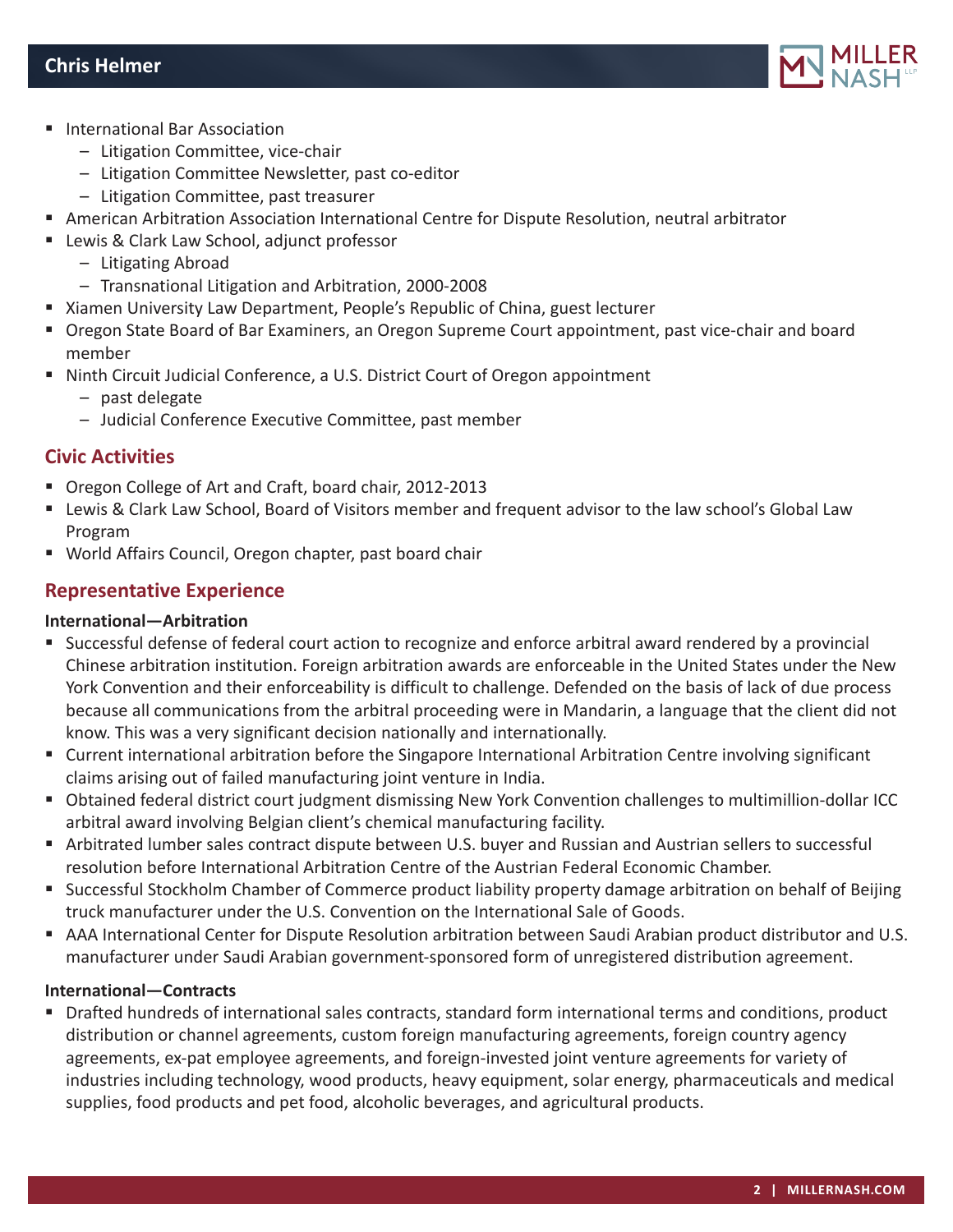- International Bar Association
  - Litigation Committee, vice-chair
  - Litigation Committee Newsletter, past co-editor
  - Litigation Committee, past treasurer
- American Arbitration Association International Centre for Dispute Resolution, neutral arbitrator
- Lewis & Clark Law School, adjunct professor
  - Litigating Abroad
  - Transnational Litigation and Arbitration, 2000-2008
- Xiamen University Law Department, People's Republic of China, guest lecturer
- Oregon State Board of Bar Examiners, an Oregon Supreme Court appointment, past vice-chair and board member
- Ninth Circuit Judicial Conference, a U.S. District Court of Oregon appointment
  - past delegate
  - Judicial Conference Executive Committee, past member

## Civic Activities

- Oregon College of Art and Craft, board chair, 2012-2013
- Lewis & Clark Law School, Board of Visitors member and frequent advisor to the law school's Global Law Program
- World Affairs Council, Oregon chapter, past board chair

## Representative Experience

### International—Arbitration

- Successful defense of federal court action to recognize and enforce arbitral award rendered by a provincial Chinese arbitration institution. Foreign arbitration awards are enforceable in the United States under the New York Convention and their enforceability is difficult to challenge. Defended on the basis of lack of due process because all communications from the arbitral proceeding were in Mandarin, a language that the client did not know. This was a very significant decision nationally and internationally.
- Current international arbitration before the Singapore International Arbitration Centre involving significant claims arising out of failed manufacturing joint venture in India.
- Obtained federal district court judgment dismissing New York Convention challenges to multimillion-dollar ICC arbitral award involving Belgian client's chemical manufacturing facility.
- Arbitrated lumber sales contract dispute between U.S. buyer and Russian and Austrian sellers to successful resolution before International Arbitration Centre of the Austrian Federal Economic Chamber.
- Successful Stockholm Chamber of Commerce product liability property damage arbitration on behalf of Beijing truck manufacturer under the U.S. Convention on the International Sale of Goods.
- AAA International Center for Dispute Resolution arbitration between Saudi Arabian product distributor and U.S. manufacturer under Saudi Arabian government-sponsored form of unregistered distribution agreement.

### International—Contracts

- Drafted hundreds of international sales contracts, standard form international terms and conditions, product distribution or channel agreements, custom foreign manufacturing agreements, foreign country agency agreements, ex-pat employee agreements, and foreign-invested joint venture agreements for variety of industries including technology, wood products, heavy equipment, solar energy, pharmaceuticals and medical supplies, food products and pet food, alcoholic beverages, and agricultural products.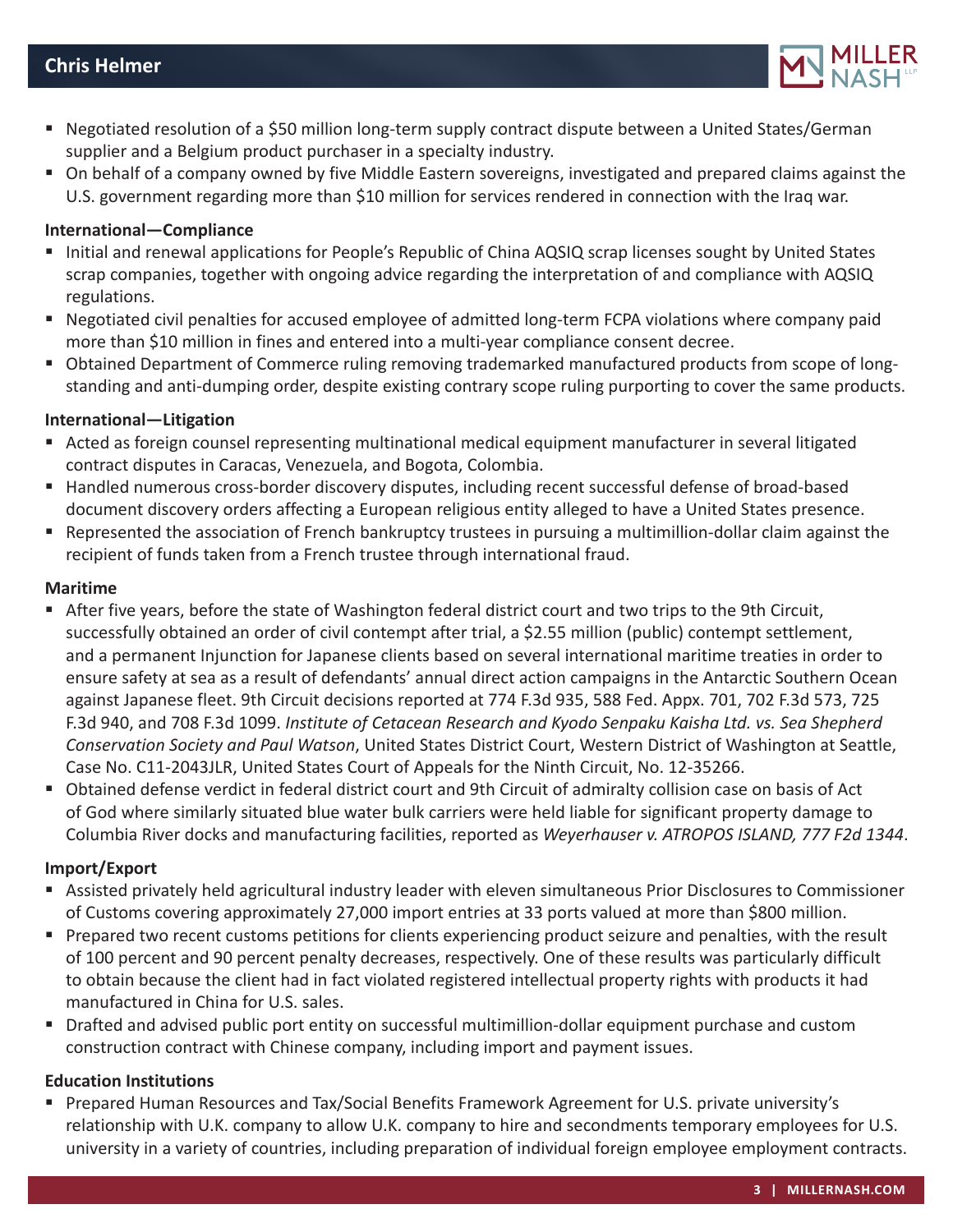- Negotiated resolution of a $50 million long-term supply contract dispute between a United States/German supplier and a Belgium product purchaser in a specialty industry.
- On behalf of a company owned by five Middle Eastern sovereigns, investigated and prepared claims against the U.S. government regarding more than $10 million for services rendered in connection with the Iraq war.

**International—Compliance**

- Initial and renewal applications for People's Republic of China AQSIQ scrap licenses sought by United States scrap companies, together with ongoing advice regarding the interpretation of and compliance with AQSIQ regulations.
- Negotiated civil penalties for accused employee of admitted long-term FCPA violations where company paid more than $10 million in fines and entered into a multi-year compliance consent decree.
- Obtained Department of Commerce ruling removing trademarked manufactured products from scope of long-standing and anti-dumping order, despite existing contrary scope ruling purporting to cover the same products.

**International—Litigation**

- Acted as foreign counsel representing multinational medical equipment manufacturer in several litigated contract disputes in Caracas, Venezuela, and Bogota, Colombia.
- Handled numerous cross-border discovery disputes, including recent successful defense of broad-based document discovery orders affecting a European religious entity alleged to have a United States presence.
- Represented the association of French bankruptcy trustees in pursuing a multimillion-dollar claim against the recipient of funds taken from a French trustee through international fraud.

**Maritime**

- After five years, before the state of Washington federal district court and two trips to the 9th Circuit, successfully obtained an order of civil contempt after trial, a $2.55 million (public) contempt settlement, and a permanent Injunction for Japanese clients based on several international maritime treaties in order to ensure safety at sea as a result of defendants' annual direct action campaigns in the Antarctic Southern Ocean against Japanese fleet. 9th Circuit decisions reported at 774 F.3d 935, 588 Fed. Appx. 701, 702 F.3d 573, 725 F.3d 940, and 708 F.3d 1099. *Institute of Cetacean Research and Kyodo Senpaku Kaisha Ltd. vs. Sea Shepherd Conservation Society and Paul Watson*, United States District Court, Western District of Washington at Seattle, Case No. C11-2043JLR, United States Court of Appeals for the Ninth Circuit, No. 12-35266.
- Obtained defense verdict in federal district court and 9th Circuit of admiralty collision case on basis of Act of God where similarly situated blue water bulk carriers were held liable for significant property damage to Columbia River docks and manufacturing facilities, reported as *Weyerhauser v. ATROPOS ISLAND, 777 F2d 1344*.

**Import/Export**

- Assisted privately held agricultural industry leader with eleven simultaneous Prior Disclosures to Commissioner of Customs covering approximately 27,000 import entries at 33 ports valued at more than $800 million.
- Prepared two recent customs petitions for clients experiencing product seizure and penalties, with the result of 100 percent and 90 percent penalty decreases, respectively. One of these results was particularly difficult to obtain because the client had in fact violated registered intellectual property rights with products it had manufactured in China for U.S. sales.
- Drafted and advised public port entity on successful multimillion-dollar equipment purchase and custom construction contract with Chinese company, including import and payment issues.

**Education Institutions**

- Prepared Human Resources and Tax/Social Benefits Framework Agreement for U.S. private university's relationship with U.K. company to allow U.K. company to hire and secondments temporary employees for U.S. university in a variety of countries, including preparation of individual foreign employee employment contracts.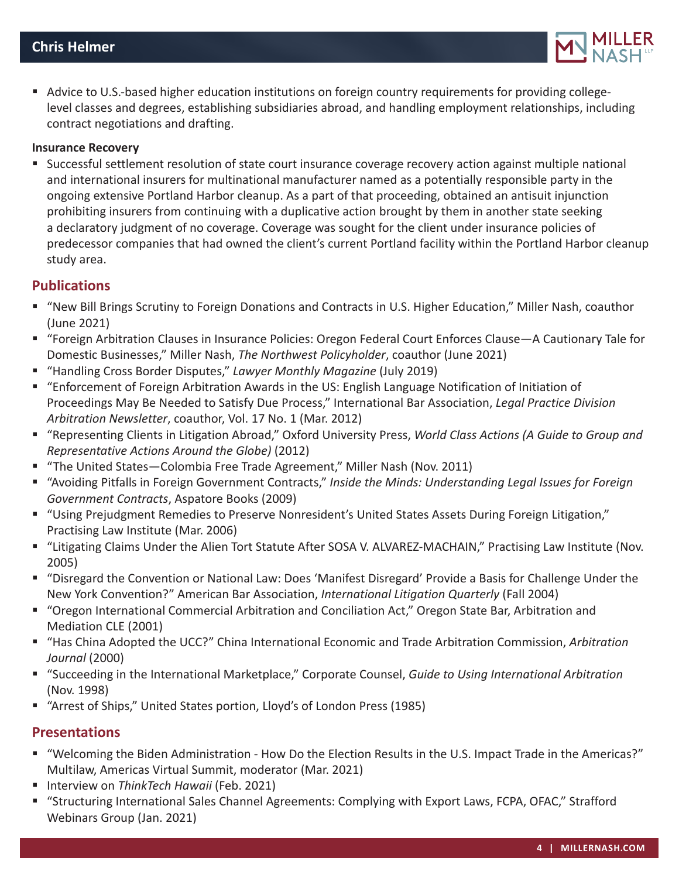- Advice to U.S.-based higher education institutions on foreign country requirements for providing college-level classes and degrees, establishing subsidiaries abroad, and handling employment relationships, including contract negotiations and drafting.

**Insurance Recovery**

- Successful settlement resolution of state court insurance coverage recovery action against multiple national and international insurers for multinational manufacturer named as a potentially responsible party in the ongoing extensive Portland Harbor cleanup. As a part of that proceeding, obtained an antisuit injunction prohibiting insurers from continuing with a duplicative action brought by them in another state seeking a declaratory judgment of no coverage. Coverage was sought for the client under insurance policies of predecessor companies that had owned the client's current Portland facility within the Portland Harbor cleanup study area.

## Publications

- "New Bill Brings Scrutiny to Foreign Donations and Contracts in U.S. Higher Education," Miller Nash, coauthor (June 2021)
- "Foreign Arbitration Clauses in Insurance Policies: Oregon Federal Court Enforces Clause—A Cautionary Tale for Domestic Businesses," Miller Nash, *The Northwest Policyholder*, coauthor (June 2021)
- "Handling Cross Border Disputes," *Lawyer Monthly Magazine* (July 2019)
- "Enforcement of Foreign Arbitration Awards in the US: English Language Notification of Initiation of Proceedings May Be Needed to Satisfy Due Process," International Bar Association, *Legal Practice Division Arbitration Newsletter*, coauthor, Vol. 17 No. 1 (Mar. 2012)
- "Representing Clients in Litigation Abroad," Oxford University Press, *World Class Actions (A Guide to Group and Representative Actions Around the Globe)* (2012)
- "The United States—Colombia Free Trade Agreement," Miller Nash (Nov. 2011)
- "Avoiding Pitfalls in Foreign Government Contracts," *Inside the Minds: Understanding Legal Issues for Foreign Government Contracts*, Aspatore Books (2009)
- "Using Prejudgment Remedies to Preserve Nonresident's United States Assets During Foreign Litigation," Practising Law Institute (Mar. 2006)
- "Litigating Claims Under the Alien Tort Statute After SOSA V. ALVAREZ-MACHAIN," Practising Law Institute (Nov. 2005)
- "Disregard the Convention or National Law: Does 'Manifest Disregard' Provide a Basis for Challenge Under the New York Convention?" American Bar Association, *International Litigation Quarterly* (Fall 2004)
- "Oregon International Commercial Arbitration and Conciliation Act," Oregon State Bar, Arbitration and Mediation CLE (2001)
- "Has China Adopted the UCC?" China International Economic and Trade Arbitration Commission, *Arbitration Journal* (2000)
- "Succeeding in the International Marketplace," Corporate Counsel, *Guide to Using International Arbitration* (Nov. 1998)
- "Arrest of Ships," United States portion, Lloyd's of London Press (1985)

## Presentations

- "Welcoming the Biden Administration - How Do the Election Results in the U.S. Impact Trade in the Americas?" Multilaw, Americas Virtual Summit, moderator (Mar. 2021)
- Interview on *ThinkTech Hawaii* (Feb. 2021)
- "Structuring International Sales Channel Agreements: Complying with Export Laws, FCPA, OFAC," Strafford Webinars Group (Jan. 2021)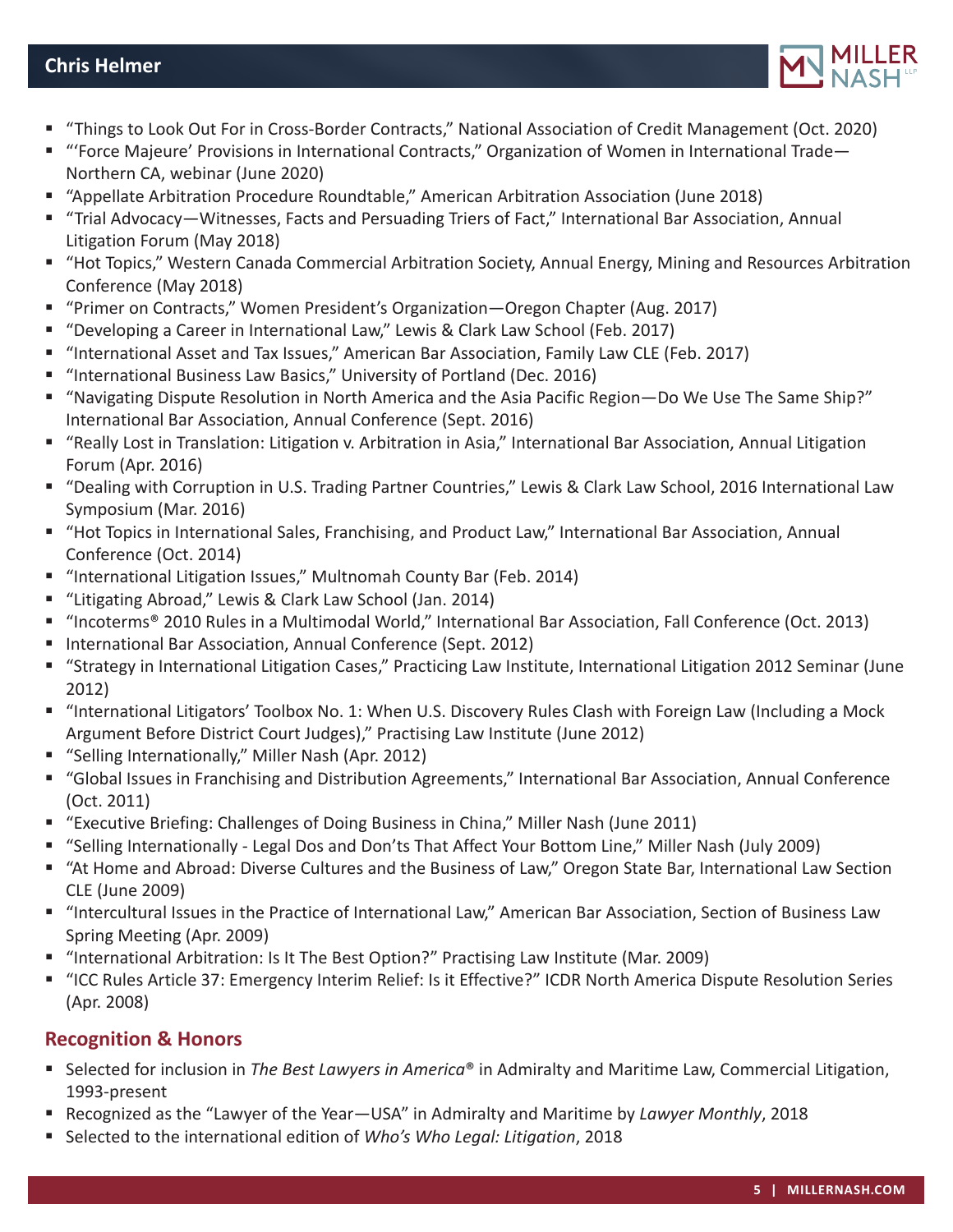- "Things to Look Out For in Cross-Border Contracts," National Association of Credit Management (Oct. 2020)
- "'Force Majeure' Provisions in International Contracts," Organization of Women in International Trade—Northern CA, webinar (June 2020)
- "Appellate Arbitration Procedure Roundtable," American Arbitration Association (June 2018)
- "Trial Advocacy—Witnesses, Facts and Persuading Triers of Fact," International Bar Association, Annual Litigation Forum (May 2018)
- "Hot Topics," Western Canada Commercial Arbitration Society, Annual Energy, Mining and Resources Arbitration Conference (May 2018)
- "Primer on Contracts," Women President's Organization—Oregon Chapter (Aug. 2017)
- "Developing a Career in International Law," Lewis & Clark Law School (Feb. 2017)
- "International Asset and Tax Issues," American Bar Association, Family Law CLE (Feb. 2017)
- "International Business Law Basics," University of Portland (Dec. 2016)
- "Navigating Dispute Resolution in North America and the Asia Pacific Region—Do We Use The Same Ship?" International Bar Association, Annual Conference (Sept. 2016)
- "Really Lost in Translation: Litigation v. Arbitration in Asia," International Bar Association, Annual Litigation Forum (Apr. 2016)
- "Dealing with Corruption in U.S. Trading Partner Countries," Lewis & Clark Law School, 2016 International Law Symposium (Mar. 2016)
- "Hot Topics in International Sales, Franchising, and Product Law," International Bar Association, Annual Conference (Oct. 2014)
- "International Litigation Issues," Multnomah County Bar (Feb. 2014)
- "Litigating Abroad," Lewis & Clark Law School (Jan. 2014)
- "Incoterms® 2010 Rules in a Multimodal World," International Bar Association, Fall Conference (Oct. 2013)
- International Bar Association, Annual Conference (Sept. 2012)
- "Strategy in International Litigation Cases," Practicing Law Institute, International Litigation 2012 Seminar (June 2012)
- "International Litigators' Toolbox No. 1: When U.S. Discovery Rules Clash with Foreign Law (Including a Mock Argument Before District Court Judges)," Practising Law Institute (June 2012)
- "Selling Internationally," Miller Nash (Apr. 2012)
- "Global Issues in Franchising and Distribution Agreements," International Bar Association, Annual Conference (Oct. 2011)
- "Executive Briefing: Challenges of Doing Business in China," Miller Nash (June 2011)
- "Selling Internationally - Legal Dos and Don'ts That Affect Your Bottom Line," Miller Nash (July 2009)
- "At Home and Abroad: Diverse Cultures and the Business of Law," Oregon State Bar, International Law Section CLE (June 2009)
- "Intercultural Issues in the Practice of International Law," American Bar Association, Section of Business Law Spring Meeting (Apr. 2009)
- "International Arbitration: Is It The Best Option?" Practising Law Institute (Mar. 2009)
- "ICC Rules Article 37: Emergency Interim Relief: Is it Effective?" ICDR North America Dispute Resolution Series (Apr. 2008)

## Recognition & Honors

- Selected for inclusion in *The Best Lawyers in America*® in Admiralty and Maritime Law, Commercial Litigation, 1993-present
- Recognized as the "Lawyer of the Year—USA" in Admiralty and Maritime by *Lawyer Monthly*, 2018
- Selected to the international edition of *Who's Who Legal: Litigation*, 2018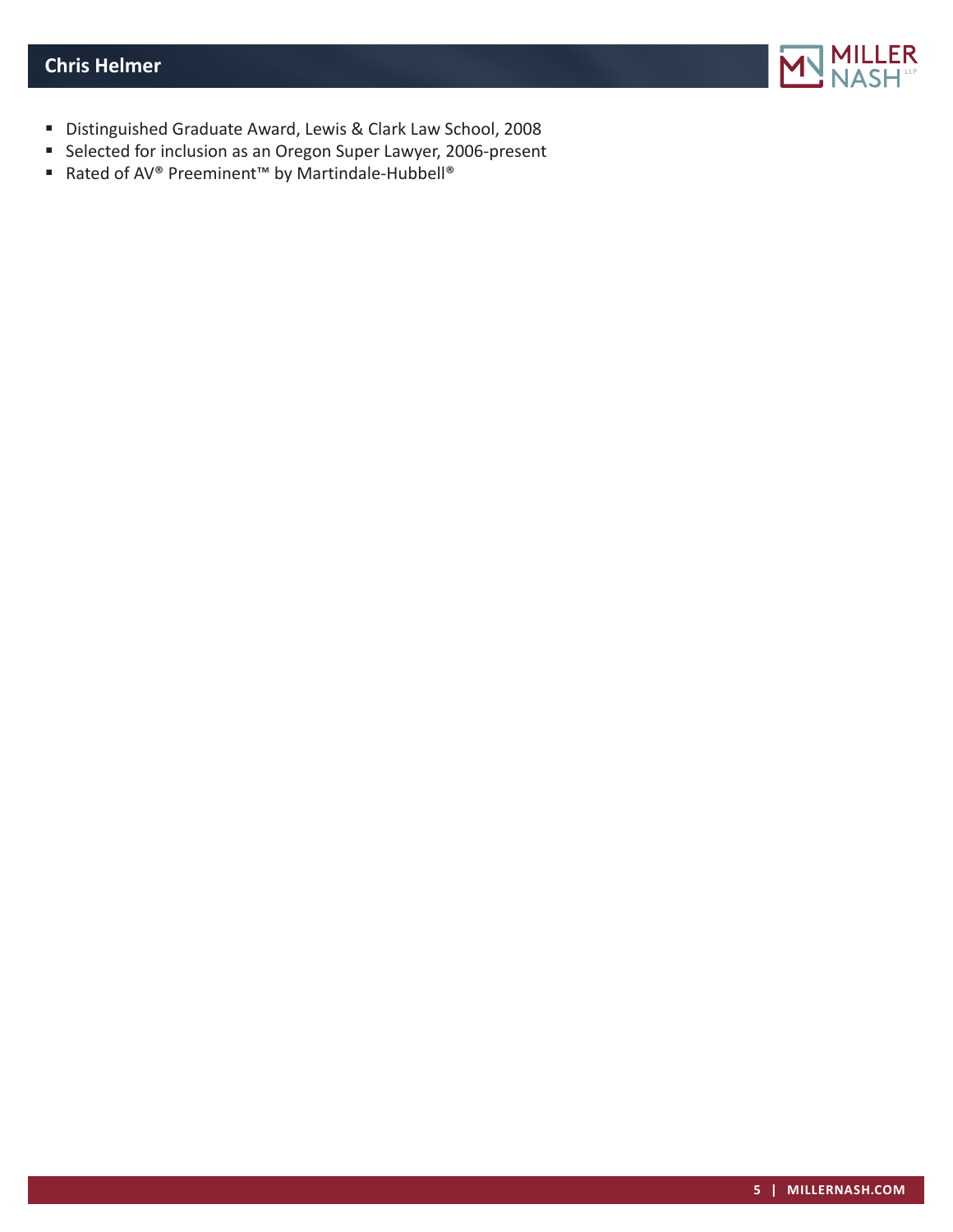- Distinguished Graduate Award, Lewis & Clark Law School, 2008
- Selected for inclusion as an Oregon Super Lawyer, 2006-present
- Rated of AV® Preeminent™ by Martindale-Hubbell®